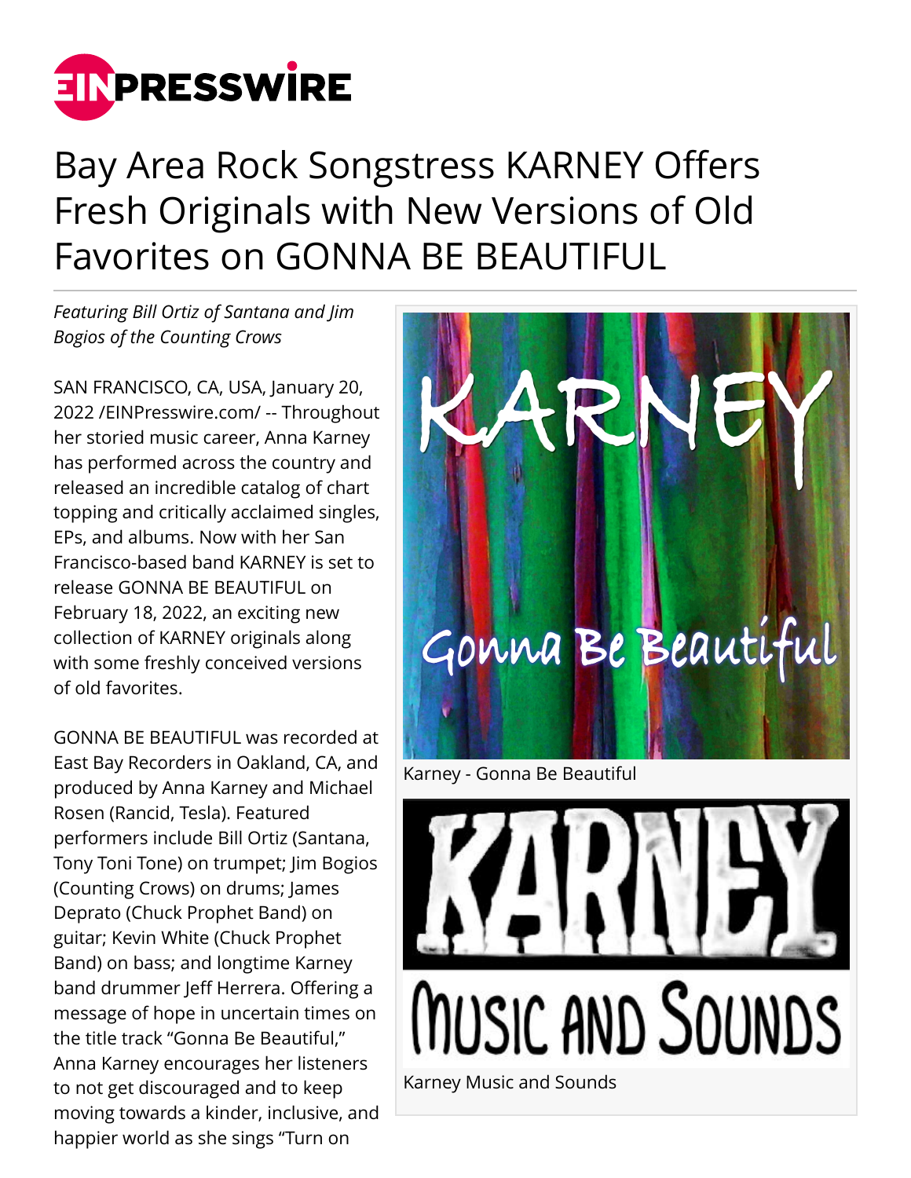# Bay Area Rock Songstress KARNEY Offers Fresh Originals with New Versions of Old Favorites on GONNA BE BEAUTIFUL

*Featuring Bill Ortiz of Santana and Jim Bogios of the Counting Crows*

SAN FRANCISCO, CA, USA, January 20, 2022 /EINPresswire.com/ -- Throughout her storied music career, Anna Karney has performed across the country and released an incredible catalog of chart topping and critically acclaimed singles, EPs, and albums. Now with her San Francisco-based band KARNEY is set to release GONNA BE BEAUTIFUL on February 18, 2022, an exciting new collection of KARNEY originals along with some freshly conceived versions of old favorites.

Karney - Gonna Be Beautiful

Karney Music and Sounds

GONNA BE BEAUTIFUL was recorded at East Bay Recorders in Oakland, CA, and produced by Anna Karney and Michael Rosen (Rancid, Tesla). Featured performers include Bill Ortiz (Santana, Tony Toni Tone) on trumpet; Jim Bogios (Counting Crows) on drums; James Deprato (Chuck Prophet Band) on guitar; Kevin White (Chuck Prophet Band) on bass; and longtime Karney band drummer Jeff Herrera. Offering a message of hope in uncertain times on the title track "Gonna Be Beautiful," Anna Karney encourages her listeners to not get discouraged and to keep moving towards a kinder, inclusive, and happier world as she sings "Turn on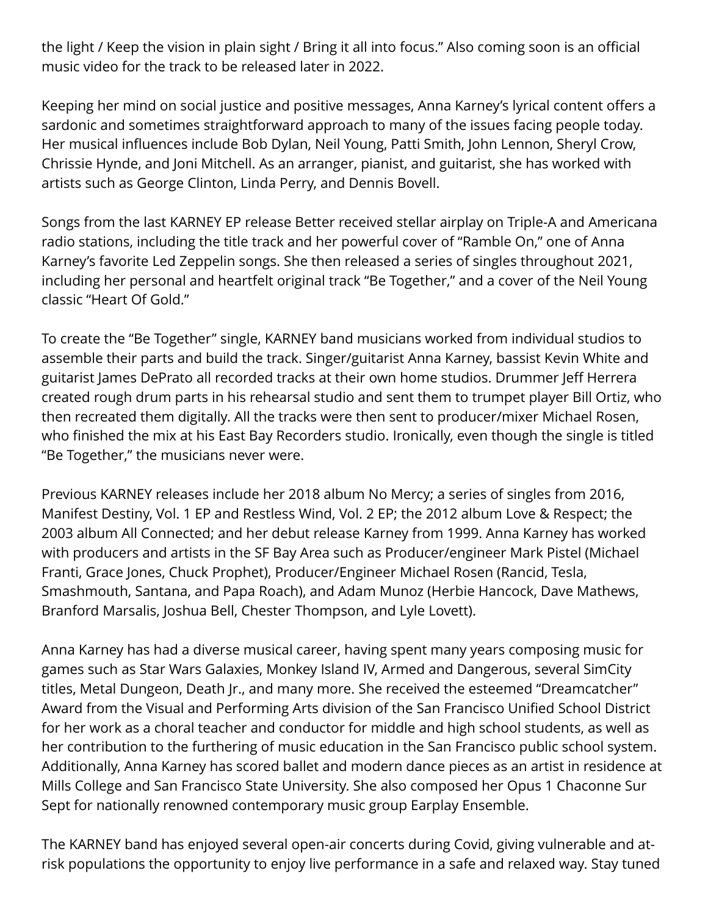the light / Keep the vision in plain sight / Bring it all into focus." Also coming soon is an official music video for the track to be released later in 2022.

Keeping her mind on social justice and positive messages, Anna Karney's lyrical content offers a sardonic and sometimes straightforward approach to many of the issues facing people today. Her musical influences include Bob Dylan, Neil Young, Patti Smith, John Lennon, Sheryl Crow, Chrissie Hynde, and Joni Mitchell. As an arranger, pianist, and guitarist, she has worked with artists such as George Clinton, Linda Perry, and Dennis Bovell.

Songs from the last KARNEY EP release Better received stellar airplay on Triple-A and Americana radio stations, including the title track and her powerful cover of "Ramble On," one of Anna Karney's favorite Led Zeppelin songs. She then released a series of singles throughout 2021, including her personal and heartfelt original track "Be Together," and a cover of the Neil Young classic "Heart Of Gold."

To create the "Be Together" single, KARNEY band musicians worked from individual studios to assemble their parts and build the track. Singer/guitarist Anna Karney, bassist Kevin White and guitarist James DePrato all recorded tracks at their own home studios. Drummer Jeff Herrera created rough drum parts in his rehearsal studio and sent them to trumpet player Bill Ortiz, who then recreated them digitally. All the tracks were then sent to producer/mixer Michael Rosen, who finished the mix at his East Bay Recorders studio. Ironically, even though the single is titled "Be Together," the musicians never were.

Previous KARNEY releases include her 2018 album No Mercy; a series of singles from 2016, Manifest Destiny, Vol. 1 EP and Restless Wind, Vol. 2 EP; the 2012 album Love & Respect; the 2003 album All Connected; and her debut release Karney from 1999. Anna Karney has worked with producers and artists in the SF Bay Area such as Producer/engineer Mark Pistel (Michael Franti, Grace Jones, Chuck Prophet), Producer/Engineer Michael Rosen (Rancid, Tesla, Smashmouth, Santana, and Papa Roach), and Adam Munoz (Herbie Hancock, Dave Mathews, Branford Marsalis, Joshua Bell, Chester Thompson, and Lyle Lovett).

Anna Karney has had a diverse musical career, having spent many years composing music for games such as Star Wars Galaxies, Monkey Island IV, Armed and Dangerous, several SimCity titles, Metal Dungeon, Death Jr., and many more. She received the esteemed "Dreamcatcher" Award from the Visual and Performing Arts division of the San Francisco Unified School District for her work as a choral teacher and conductor for middle and high school students, as well as her contribution to the furthering of music education in the San Francisco public school system. Additionally, Anna Karney has scored ballet and modern dance pieces as an artist in residence at Mills College and San Francisco State University. She also composed her Opus 1 Chaconne Sur Sept for nationally renowned contemporary music group Earplay Ensemble.

The KARNEY band has enjoyed several open-air concerts during Covid, giving vulnerable and at-risk populations the opportunity to enjoy live performance in a safe and relaxed way. Stay tuned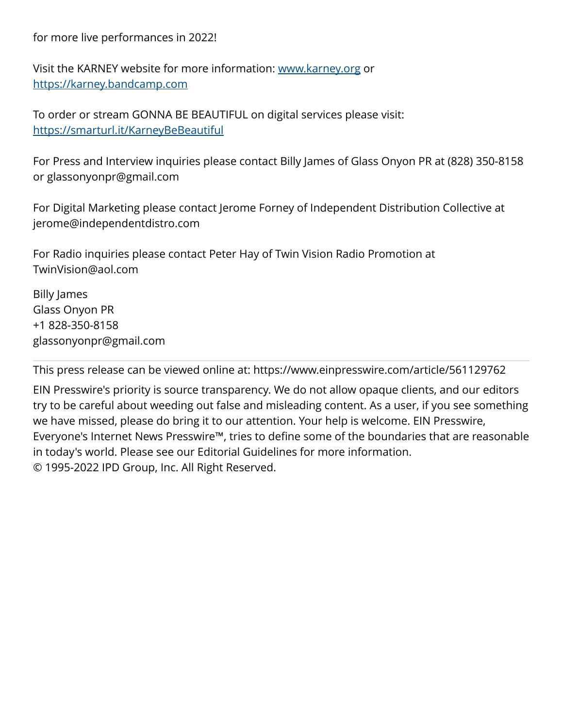for more live performances in 2022!

Visit the KARNEY website for more information: [www.karney.org](www.karney.org) or [https://karney.bandcamp.com](https://karney.bandcamp.com)

To order or stream GONNA BE BEAUTIFUL on digital services please visit: [https://smarturl.it/KarneyBeBeautiful](https://smarturl.it/KarneyBeBeautiful)

For Press and Interview inquiries please contact Billy James of Glass Onyon PR at (828) 350-8158 or glassonyonpr@gmail.com

For Digital Marketing please contact Jerome Forney of Independent Distribution Collective at jerome@independentdistro.com

For Radio inquiries please contact Peter Hay of Twin Vision Radio Promotion at TwinVision@aol.com

Billy James
Glass Onyon PR
+1 828-350-8158
glassonyonpr@gmail.com

---

This press release can be viewed online at: https://www.einpresswire.com/article/561129762

EIN Presswire's priority is source transparency. We do not allow opaque clients, and our editors try to be careful about weeding out false and misleading content. As a user, if you see something we have missed, please do bring it to our attention. Your help is welcome. EIN Presswire, Everyone's Internet News Presswire™, tries to define some of the boundaries that are reasonable in today's world. Please see our Editorial Guidelines for more information.
© 1995-2022 IPD Group, Inc. All Right Reserved.